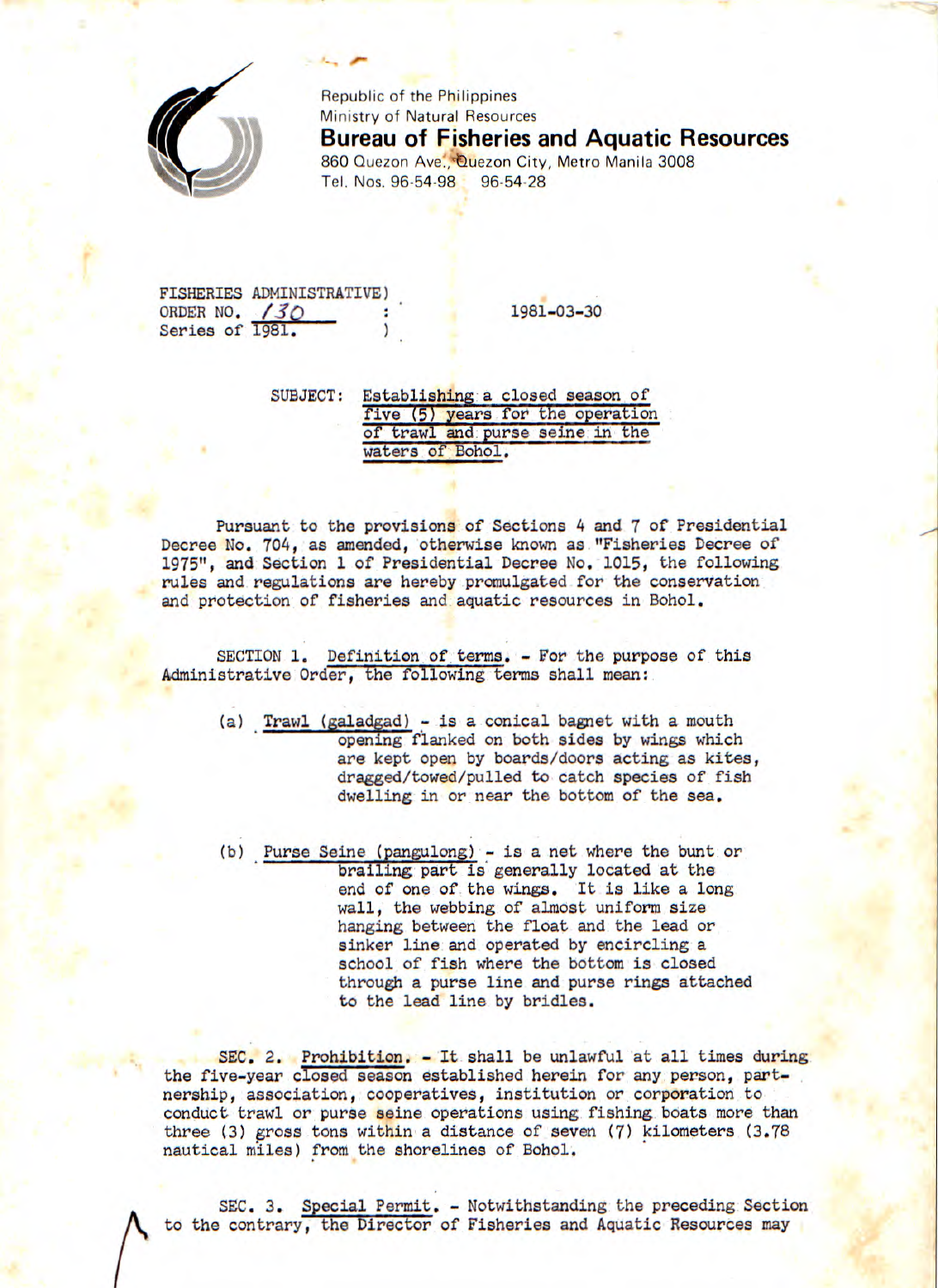Republic of the Philippines
Ministry of Natural Resources
**Bureau of Fisheries and Aquatic Resources**
860 Quezon Ave., Quezon City, Metro Manila 3008
Tel. Nos. 96-54-98   96-54-28

FISHERIES ADMINISTRATIVE)
ORDER NO. 130 :
Series of 1981. )

1981-03-30

SUBJECT: Establishing a closed season of five (5) years for the operation of trawl and purse seine in the waters of Bohol.

Pursuant to the provisions of Sections 4 and 7 of Presidential Decree No. 704, as amended, otherwise known as "Fisheries Decree of 1975", and Section 1 of Presidential Decree No. 1015, the following rules and regulations are hereby promulgated for the conservation and protection of fisheries and aquatic resources in Bohol.

SECTION 1. Definition of terms. - For the purpose of this Administrative Order, the following terms shall mean:

(a) Trawl (galadgad) - is a conical bagnet with a mouth opening flanked on both sides by wings which are kept open by boards/doors acting as kites, dragged/towed/pulled to catch species of fish dwelling in or near the bottom of the sea.

(b) Purse Seine (pangulong) - is a net where the bunt or brailing part is generally located at the end of one of the wings. It is like a long wall, the webbing of almost uniform size hanging between the float and the lead or sinker line and operated by encircling a school of fish where the bottom is closed through a purse line and purse rings attached to the lead line by bridles.

SEC. 2. Prohibition. - It shall be unlawful at all times during the five-year closed season established herein for any person, partnership, association, cooperatives, institution or corporation to conduct trawl or purse seine operations using fishing boats more than three (3) gross tons within a distance of seven (7) kilometers (3.78 nautical miles) from the shorelines of Bohol.

SEC. 3. Special Permit. - Notwithstanding the preceding Section to the contrary, the Director of Fisheries and Aquatic Resources may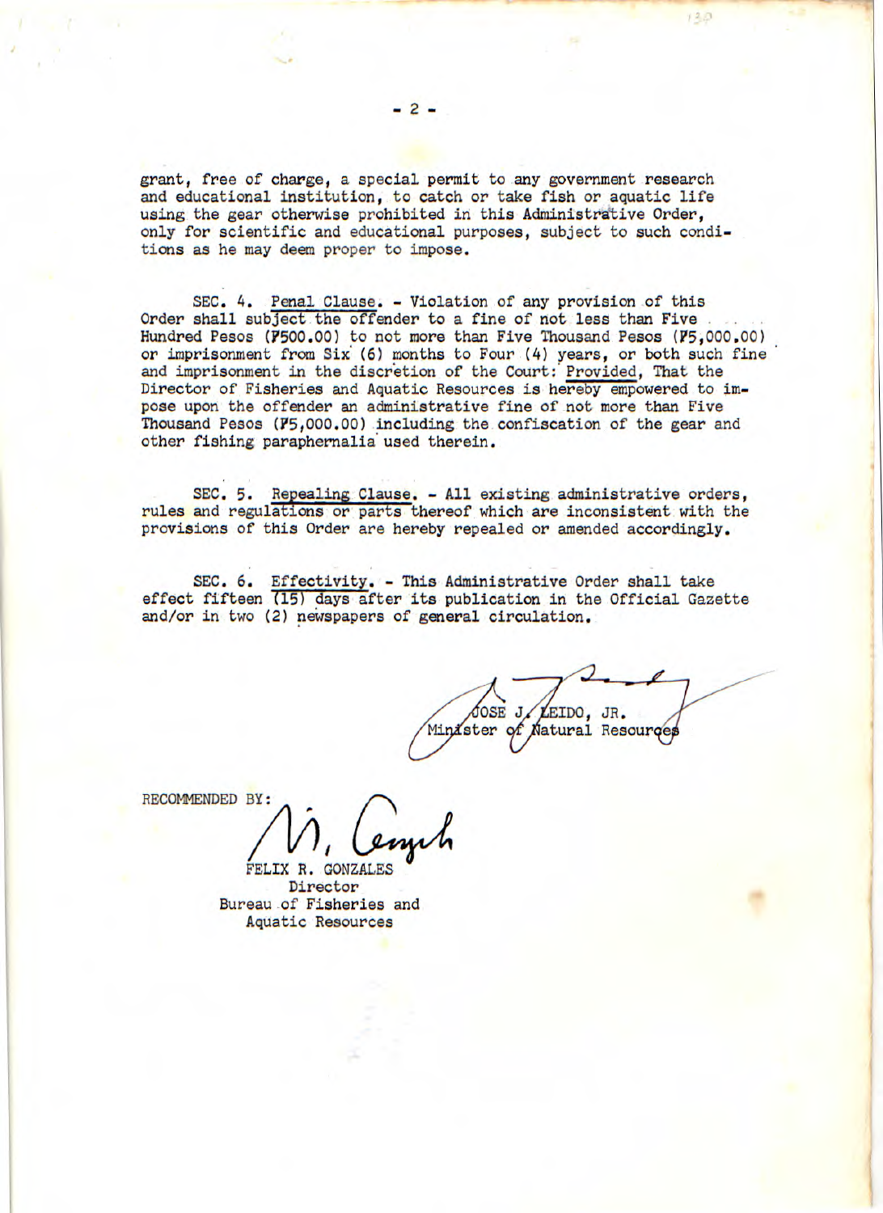grant, free of charge, a special permit to any government research and educational institution, to catch or take fish or aquatic life using the gear otherwise prohibited in this Administrative Order, only for scientific and educational purposes, subject to such conditions as he may deem proper to impose.

SEC. 4. Penal Clause. - Violation of any provision of this Order shall subject the offender to a fine of not less than Five Hundred Pesos (₱500.00) to not more than Five Thousand Pesos (₱5,000.00) or imprisonment from Six (6) months to Four (4) years, or both such fine and imprisonment in the discretion of the Court: Provided, That the Director of Fisheries and Aquatic Resources is hereby empowered to impose upon the offender an administrative fine of not more than Five Thousand Pesos (₱5,000.00) including the confiscation of the gear and other fishing paraphernalia used therein.

SEC. 5. Repealing Clause. - All existing administrative orders, rules and regulations or parts thereof which are inconsistent with the provisions of this Order are hereby repealed or amended accordingly.

SEC. 6. Effectivity. - This Administrative Order shall take effect fifteen (15) days after its publication in the Official Gazette and/or in two (2) newspapers of general circulation.

JOSE J. LEIDO, JR.
Minister of Natural Resources

RECOMMENDED BY:

FELIX R. GONZALES
Director
Bureau of Fisheries and
Aquatic Resources